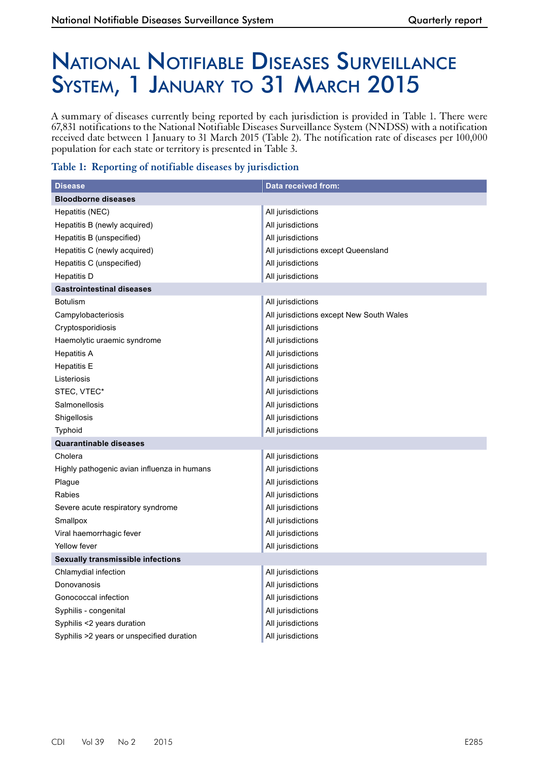# National Notifiable Diseases Surveillance System, 1 January to 31 March 2015

A summary of diseases currently being reported by each jurisdiction is provided in Table 1. There were 67,831 notifications to the National Notifiable Diseases Surveillance System (NNDSS) with a notification received date between 1 January to 31 March 2015 (Table 2). The notification rate of diseases per 100,000 population for each state or territory is presented in Table 3.

### Table 1: Reporting of notifiable diseases by jurisdiction

| Disease | Data received from: |
|---|---|
| **Bloodborne diseases** | |
| Hepatitis (NEC) | All jurisdictions |
| Hepatitis B (newly acquired) | All jurisdictions |
| Hepatitis B (unspecified) | All jurisdictions |
| Hepatitis C (newly acquired) | All jurisdictions except Queensland |
| Hepatitis C (unspecified) | All jurisdictions |
| Hepatitis D | All jurisdictions |
| **Gastrointestinal diseases** | |
| Botulism | All jurisdictions |
| Campylobacteriosis | All jurisdictions except New South Wales |
| Cryptosporidiosis | All jurisdictions |
| Haemolytic uraemic syndrome | All jurisdictions |
| Hepatitis A | All jurisdictions |
| Hepatitis E | All jurisdictions |
| Listeriosis | All jurisdictions |
| STEC, VTEC* | All jurisdictions |
| Salmonellosis | All jurisdictions |
| Shigellosis | All jurisdictions |
| Typhoid | All jurisdictions |
| **Quarantinable diseases** | |
| Cholera | All jurisdictions |
| Highly pathogenic avian influenza in humans | All jurisdictions |
| Plague | All jurisdictions |
| Rabies | All jurisdictions |
| Severe acute respiratory syndrome | All jurisdictions |
| Smallpox | All jurisdictions |
| Viral haemorrhagic fever | All jurisdictions |
| Yellow fever | All jurisdictions |
| **Sexually transmissible infections** | |
| Chlamydial infection | All jurisdictions |
| Donovanosis | All jurisdictions |
| Gonococcal infection | All jurisdictions |
| Syphilis - congenital | All jurisdictions |
| Syphilis <2 years duration | All jurisdictions |
| Syphilis >2 years or unspecified duration | All jurisdictions |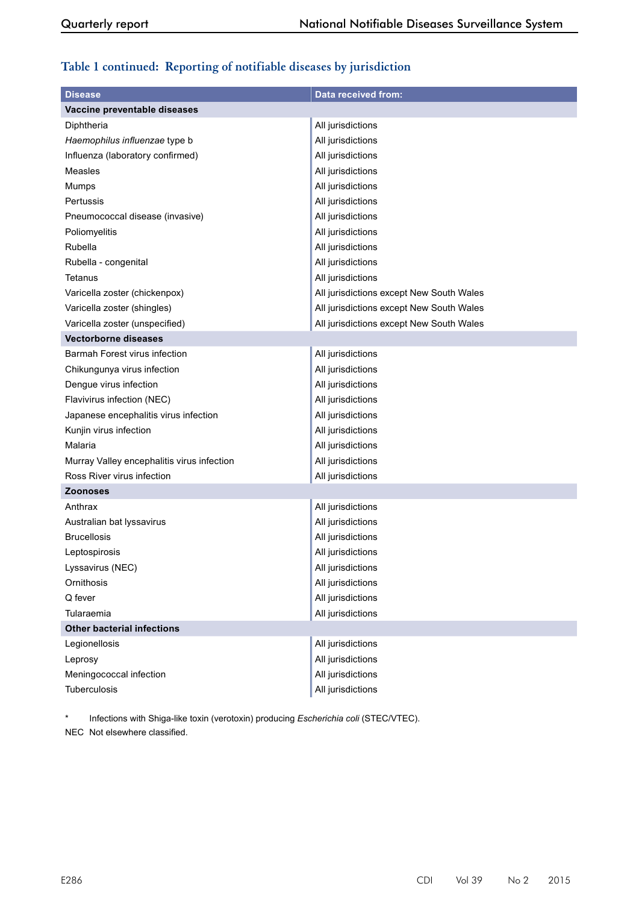### Table 1 continued: Reporting of notifiable diseases by jurisdiction

| Disease | Data received from: |
|---|---|
| **Vaccine preventable diseases** | |
| Diphtheria | All jurisdictions |
| *Haemophilus influenzae* type b | All jurisdictions |
| Influenza (laboratory confirmed) | All jurisdictions |
| Measles | All jurisdictions |
| Mumps | All jurisdictions |
| Pertussis | All jurisdictions |
| Pneumococcal disease (invasive) | All jurisdictions |
| Poliomyelitis | All jurisdictions |
| Rubella | All jurisdictions |
| Rubella - congenital | All jurisdictions |
| Tetanus | All jurisdictions |
| Varicella zoster (chickenpox) | All jurisdictions except New South Wales |
| Varicella zoster (shingles) | All jurisdictions except New South Wales |
| Varicella zoster (unspecified) | All jurisdictions except New South Wales |
| **Vectorborne diseases** | |
| Barmah Forest virus infection | All jurisdictions |
| Chikungunya virus infection | All jurisdictions |
| Dengue virus infection | All jurisdictions |
| Flavivirus infection (NEC) | All jurisdictions |
| Japanese encephalitis virus infection | All jurisdictions |
| Kunjin virus infection | All jurisdictions |
| Malaria | All jurisdictions |
| Murray Valley encephalitis virus infection | All jurisdictions |
| Ross River virus infection | All jurisdictions |
| **Zoonoses** | |
| Anthrax | All jurisdictions |
| Australian bat lyssavirus | All jurisdictions |
| Brucellosis | All jurisdictions |
| Leptospirosis | All jurisdictions |
| Lyssavirus (NEC) | All jurisdictions |
| Ornithosis | All jurisdictions |
| Q fever | All jurisdictions |
| Tularaemia | All jurisdictions |
| **Other bacterial infections** | |
| Legionellosis | All jurisdictions |
| Leprosy | All jurisdictions |
| Meningococcal infection | All jurisdictions |
| Tuberculosis | All jurisdictions |

\* Infections with Shiga-like toxin (verotoxin) producing *Escherichia coli* (STEC/VTEC).

NEC Not elsewhere classified.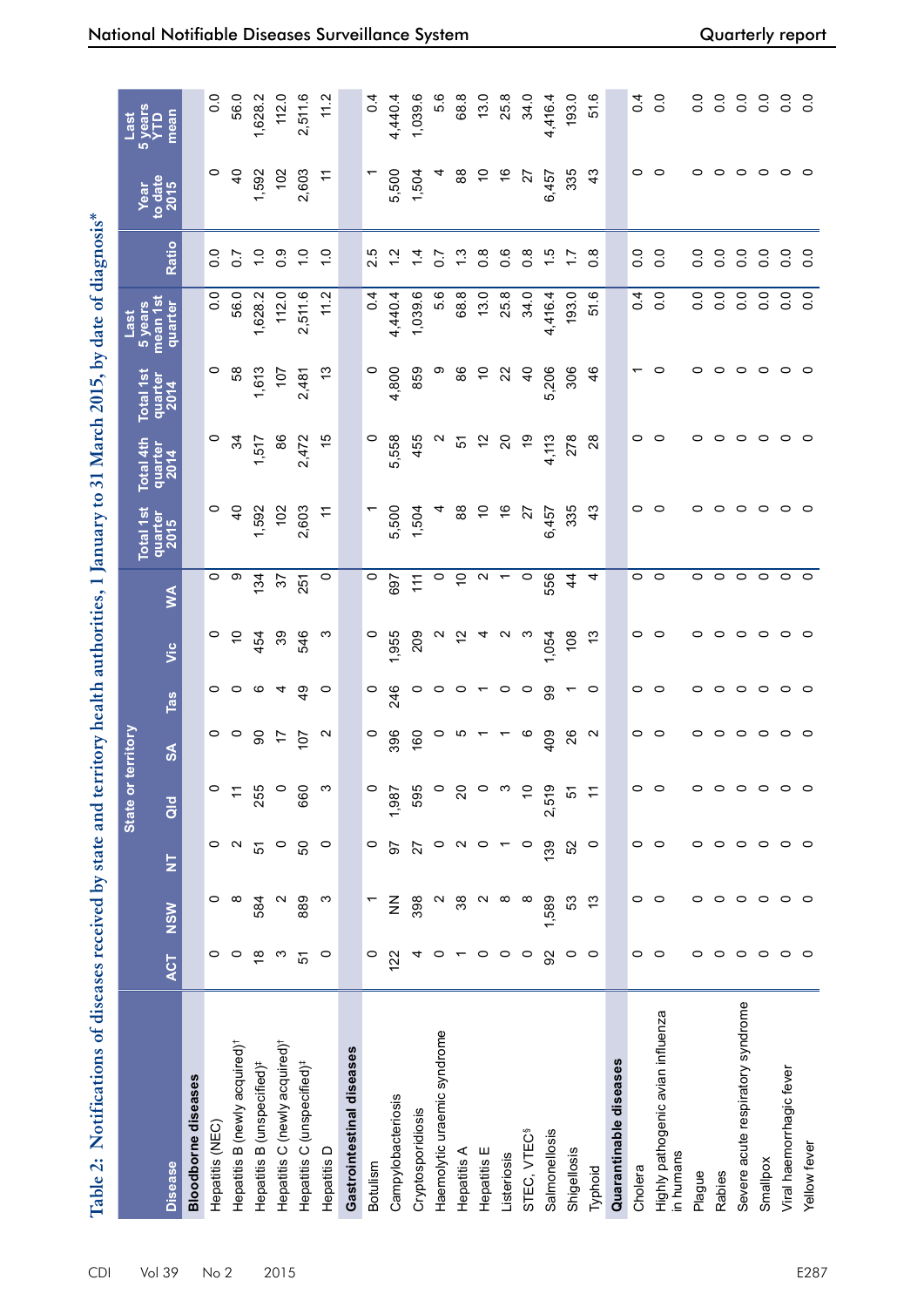Table 2: Notifications of diseases received by state and territory health authorities, 1 January to 31 March 2015, by date of diagnosis*

| Disease | State or territory | | | | | | | | Total 1st quarter 2015 | Total 4th quarter 2014 | Total 1st quarter 2014 | Last 5 years mean 1st quarter | Ratio | Year to date 2015 | Last 5 years YTD mean |
|---|---|---|---|---|---|---|---|---|---|---|---|---|---|---|---|
| | ACT | NSW | NT | Qld | SA | Tas | Vic | WA | | | | | | | |
| **Bloodborne diseases** | | | | | | | | | | | | | | | |
| Hepatitis (NEC) | 0 | 0 | 0 | 0 | 0 | 0 | 0 | 0 | 0 | 0 | 0 | 0.0 | 0.0 | 0 | 0.0 |
| Hepatitis B (newly acquired)† | 0 | 8 | 2 | 11 | 0 | 0 | 10 | 9 | 40 | 34 | 58 | 56.0 | 0.7 | 40 | 56.0 |
| Hepatitis B (unspecified)‡ | 18 | 584 | 51 | 255 | 90 | 6 | 454 | 134 | 1,592 | 1,517 | 1,613 | 1,628.2 | 1.0 | 1,592 | 1,628.2 |
| Hepatitis C (newly acquired)† | 3 | 2 | 0 | 0 | 17 | 4 | 39 | 37 | 102 | 86 | 107 | 112.0 | 0.9 | 102 | 112.0 |
| Hepatitis C (unspecified)‡ | 51 | 889 | 50 | 660 | 107 | 49 | 546 | 251 | 2,603 | 2,472 | 2,481 | 2,511.6 | 1.0 | 2,603 | 2,511.6 |
| Hepatitis D | 0 | 3 | 0 | 3 | 2 | 0 | 3 | 0 | 11 | 15 | 13 | 11.2 | 1.0 | 11 | 11.2 |
| **Gastrointestinal diseases** | | | | | | | | | | | | | | | |
| Botulism | 0 | 1 | 0 | 0 | 0 | 0 | 0 | 0 | 1 | 0 | 0 | 0.4 | 2.5 | 1 | 0.4 |
| Campylobacteriosis | 122 | NN | 97 | 1,987 | 396 | 246 | 1,955 | 697 | 5,500 | 5,558 | 4,800 | 4,440.4 | 1.2 | 5,500 | 4,440.4 |
| Cryptosporidiosis | 4 | 398 | 27 | 595 | 160 | 0 | 209 | 111 | 1,504 | 455 | 859 | 1,039.6 | 1.4 | 1,504 | 1,039.6 |
| Haemolytic uraemic syndrome | 0 | 2 | 0 | 0 | 0 | 0 | 2 | 0 | 4 | 2 | 9 | 5.6 | 0.7 | 4 | 5.6 |
| Hepatitis A | 1 | 38 | 2 | 20 | 5 | 0 | 12 | 10 | 88 | 51 | 86 | 68.8 | 1.3 | 88 | 68.8 |
| Hepatitis E | 0 | 2 | 0 | 0 | 1 | 1 | 4 | 2 | 10 | 12 | 10 | 13.0 | 0.8 | 10 | 13.0 |
| Listeriosis | 0 | 8 | 1 | 3 | 1 | 0 | 2 | 1 | 16 | 20 | 22 | 25.8 | 0.6 | 16 | 25.8 |
| STEC, VTEC§ | 0 | 8 | 0 | 10 | 6 | 0 | 3 | 0 | 27 | 19 | 40 | 34.0 | 0.8 | 27 | 34.0 |
| Salmonellosis | 92 | 1,589 | 139 | 2,519 | 409 | 99 | 1,054 | 556 | 6,457 | 4,113 | 5,206 | 4,416.4 | 1.5 | 6,457 | 4,416.4 |
| Shigellosis | 0 | 53 | 52 | 51 | 26 | 1 | 108 | 44 | 335 | 278 | 306 | 193.0 | 1.7 | 335 | 193.0 |
| Typhoid | 0 | 13 | 0 | 11 | 2 | 0 | 13 | 4 | 43 | 28 | 46 | 51.6 | 0.8 | 43 | 51.6 |
| **Quarantinable diseases** | | | | | | | | | | | | | | | |
| Cholera | 0 | 0 | 0 | 0 | 0 | 0 | 0 | 0 | 0 | 0 | 1 | 0.4 | 0.0 | 0 | 0.4 |
| Highly pathogenic avian influenza in humans | 0 | 0 | 0 | 0 | 0 | 0 | 0 | 0 | 0 | 0 | 0 | 0.0 | 0.0 | 0 | 0.0 |
| Plague | 0 | 0 | 0 | 0 | 0 | 0 | 0 | 0 | 0 | 0 | 0 | 0.0 | 0.0 | 0 | 0.0 |
| Rabies | 0 | 0 | 0 | 0 | 0 | 0 | 0 | 0 | 0 | 0 | 0 | 0.0 | 0.0 | 0 | 0.0 |
| Severe acute respiratory syndrome | 0 | 0 | 0 | 0 | 0 | 0 | 0 | 0 | 0 | 0 | 0 | 0.0 | 0.0 | 0 | 0.0 |
| Smallpox | 0 | 0 | 0 | 0 | 0 | 0 | 0 | 0 | 0 | 0 | 0 | 0.0 | 0.0 | 0 | 0.0 |
| Viral haemorrhagic fever | 0 | 0 | 0 | 0 | 0 | 0 | 0 | 0 | 0 | 0 | 0 | 0.0 | 0.0 | 0 | 0.0 |
| Yellow fever | 0 | 0 | 0 | 0 | 0 | 0 | 0 | 0 | 0 | 0 | 0 | 0.0 | 0.0 | 0 | 0.0 |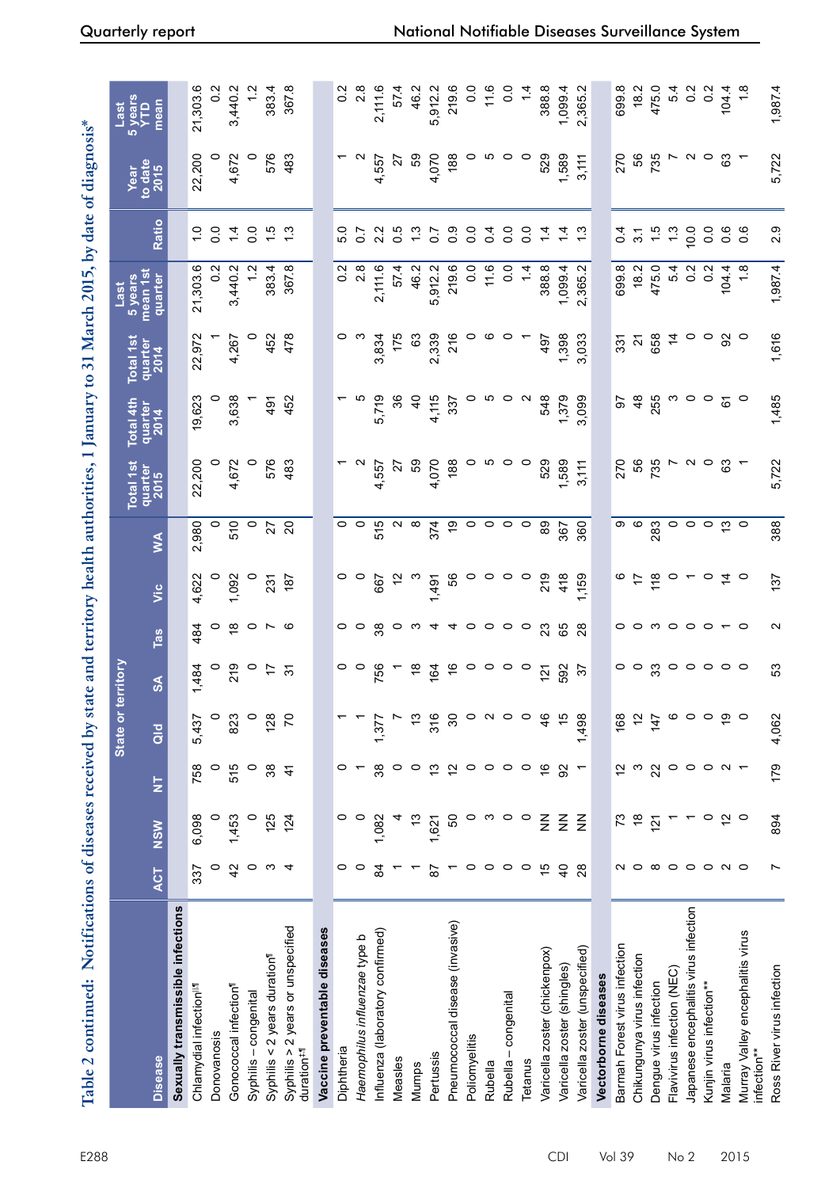# Table 2 continued: Notifications of diseases received by state and territory health authorities, 1 January to 31 March 2015, by date of diagnosis*

| Disease | State or territory | | | | | | | | Total 1st quarter 2015 | Total 4th quarter 2014 | Total 1st quarter 2014 | Last 5 years mean 1st quarter | Ratio | Year to date 2015 | Last 5 years YTD mean |
|---|---|---|---|---|---|---|---|---|---|---|---|---|---|---|---|
| | ACT | NSW | NT | Qld | SA | Tas | Vic | WA | | | | | | | |
| **Sexually transmissible infections** | | | | | | | | | | | | | | | |
| Chlamydial infection[‖,¶] | 337 | 6,098 | 758 | 5,437 | 1,484 | 484 | 4,622 | 2,980 | 22,200 | 19,623 | 22,972 | 21,303.6 | 1.0 | 22,200 | 21,303.6 |
| Donovanosis | 0 | 0 | 0 | 0 | 0 | 0 | 0 | 0 | 0 | 0 | 1 | 0.2 | 0.0 | 0 | 0.2 |
| Gonococcal infection[¶] | 42 | 1,453 | 515 | 823 | 219 | 18 | 1,092 | 510 | 4,672 | 3,638 | 4,267 | 3,440.2 | 1.4 | 4,672 | 3,440.2 |
| Syphilis – congenital | 0 | 0 | 0 | 0 | 0 | 0 | 0 | 0 | 0 | 1 | 0 | 1.2 | 0.0 | 0 | 1.2 |
| Syphilis < 2 years duration[¶] | 3 | 125 | 38 | 128 | 17 | 7 | 231 | 27 | 576 | 491 | 452 | 383.4 | 1.5 | 576 | 383.4 |
| Syphilis > 2 years or unspecified duration[‡,¶] | 4 | 124 | 41 | 70 | 31 | 6 | 187 | 20 | 483 | 452 | 478 | 367.8 | 1.3 | 483 | 367.8 |
| **Vaccine preventable diseases** | | | | | | | | | | | | | | | |
| Diphtheria | 0 | 0 | 0 | 1 | 0 | 0 | 0 | 0 | 1 | 1 | 0 | 0.2 | 5.0 | 1 | 0.2 |
| *Haemophilus influenzae* type b | 0 | 0 | 1 | 1 | 0 | 0 | 0 | 0 | 2 | 5 | 3 | 2.8 | 0.7 | 2 | 2.8 |
| Influenza (laboratory confirmed) | 84 | 1,082 | 38 | 1,377 | 756 | 38 | 667 | 515 | 4,557 | 5,719 | 3,834 | 2,111.6 | 2.2 | 4,557 | 2,111.6 |
| Measles | 1 | 4 | 0 | 7 | 1 | 0 | 12 | 2 | 27 | 36 | 175 | 57.4 | 0.5 | 27 | 57.4 |
| Mumps | 1 | 13 | 0 | 13 | 18 | 3 | 3 | 8 | 59 | 40 | 63 | 46.2 | 1.3 | 59 | 46.2 |
| Pertussis | 87 | 1,621 | 13 | 316 | 164 | 4 | 1,491 | 374 | 4,070 | 4,115 | 2,339 | 5,912.2 | 0.7 | 4,070 | 5,912.2 |
| Pneumococcal disease (invasive) | 1 | 50 | 12 | 30 | 16 | 4 | 56 | 19 | 188 | 337 | 216 | 219.6 | 0.9 | 188 | 219.6 |
| Poliomyelitis | 0 | 0 | 0 | 0 | 0 | 0 | 0 | 0 | 0 | 0 | 0 | 0.0 | 0.0 | 0 | 0.0 |
| Rubella | 0 | 3 | 0 | 2 | 0 | 0 | 0 | 0 | 5 | 5 | 6 | 11.6 | 0.4 | 5 | 11.6 |
| Rubella – congenital | 0 | 0 | 0 | 0 | 0 | 0 | 0 | 0 | 0 | 0 | 0 | 0.0 | 0.0 | 0 | 0.0 |
| Tetanus | 0 | 0 | 0 | 0 | 0 | 0 | 0 | 0 | 0 | 2 | 1 | 1.4 | 0.0 | 0 | 1.4 |
| Varicella zoster (chickenpox) | 15 | NN | 16 | 46 | 121 | 23 | 219 | 89 | 529 | 548 | 497 | 388.8 | 1.4 | 529 | 388.8 |
| Varicella zoster (shingles) | 40 | NN | 92 | 15 | 592 | 65 | 418 | 367 | 1,589 | 1,379 | 1,398 | 1,099.4 | 1.4 | 1,589 | 1,099.4 |
| Varicella zoster (unspecified) | 28 | NN | 1 | 1,498 | 37 | 28 | 1,159 | 360 | 3,111 | 3,099 | 3,033 | 2,365.2 | 1.3 | 3,111 | 2,365.2 |
| **Vectorborne diseases** | | | | | | | | | | | | | | | |
| Barmah Forest virus infection | 2 | 73 | 12 | 168 | 0 | 0 | 6 | 9 | 270 | 97 | 331 | 699.8 | 0.4 | 270 | 699.8 |
| Chikungunya virus infection | 0 | 18 | 3 | 12 | 0 | 0 | 17 | 6 | 56 | 48 | 21 | 18.2 | 3.1 | 56 | 18.2 |
| Dengue virus infection | 8 | 121 | 22 | 147 | 33 | 3 | 118 | 283 | 735 | 255 | 658 | 475.0 | 1.5 | 735 | 475.0 |
| Flavivirus infection (NEC) | 0 | 1 | 0 | 6 | 0 | 0 | 0 | 0 | 7 | 3 | 14 | 5.4 | 1.3 | 7 | 5.4 |
| Japanese encephalitis virus infection | 0 | 1 | 0 | 0 | 0 | 0 | 1 | 0 | 2 | 0 | 0 | 0.2 | 10.0 | 2 | 0.2 |
| Kunjin virus infection** | 0 | 0 | 0 | 0 | 0 | 0 | 0 | 0 | 0 | 0 | 0 | 0.2 | 0.0 | 0 | 0.2 |
| Malaria | 2 | 12 | 2 | 19 | 0 | 1 | 14 | 13 | 63 | 61 | 92 | 104.4 | 0.6 | 63 | 104.4 |
| Murray Valley encephalitis virus infection** | 0 | 0 | 1 | 0 | 0 | 0 | 0 | 0 | 1 | 0 | 0 | 1.8 | 0.6 | 1 | 1.8 |
| Ross River virus infection | 7 | 894 | 179 | 4,062 | 53 | 2 | 137 | 388 | 5,722 | 1,485 | 1,616 | 1,987.4 | 2.9 | 5,722 | 1,987.4 |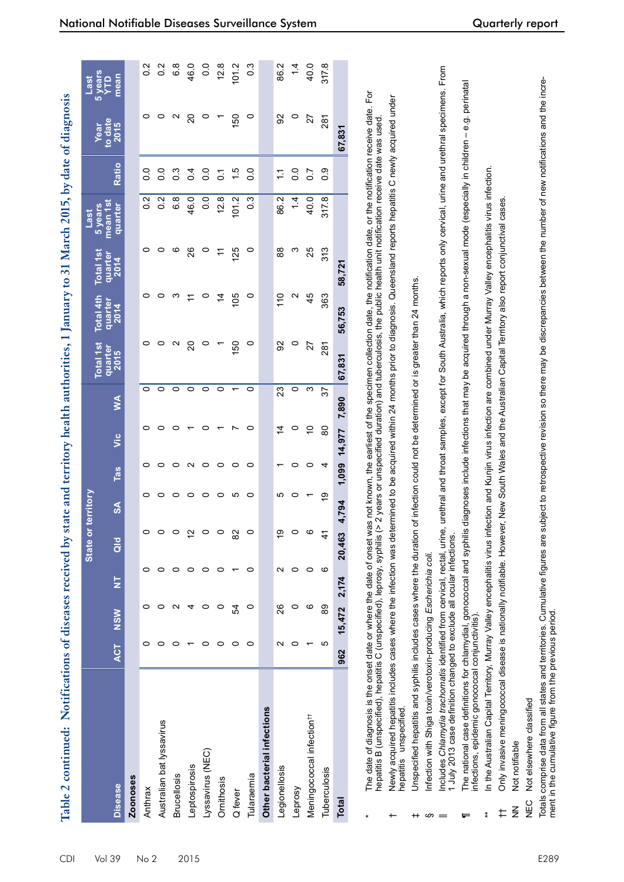# Table 2 continued: Notifications of diseases received by state and territory health authorities, 1 January to 31 March 2015, by date of diagnosis

| Disease | ACT | NSW | NT | Qld | SA | Tas | Vic | WA | Total 1st quarter 2015 | Total 4th quarter 2014 | Total 1st quarter 2014 | Last 5 years mean 1st quarter | Ratio | Year to date 2015 | Last 5 years YTD mean |
|---|---|---|---|---|---|---|---|---|---|---|---|---|---|---|---|
| **Zoonoses** | | | | | | | | | | | | | | | |
| Anthrax | 0 | 0 | 0 | 0 | 0 | 0 | 0 | 0 | 0 | 0 | 0 | 0.2 | 0.0 | 0 | 0.2 |
| Australian bat lyssavirus | 0 | 0 | 0 | 0 | 0 | 0 | 0 | 0 | 0 | 0 | 0 | 0.2 | 0.0 | 0 | 0.2 |
| Brucellosis | 0 | 2 | 0 | 0 | 0 | 0 | 0 | 0 | 2 | 3 | 6 | 6.8 | 0.3 | 2 | 6.8 |
| Leptospirosis | 1 | 4 | 0 | 12 | 0 | 2 | 1 | 0 | 20 | 11 | 26 | 46.0 | 0.4 | 20 | 46.0 |
| Lyssavirus (NEC) | 0 | 0 | 0 | 0 | 0 | 0 | 0 | 0 | 0 | 0 | 0 | 0.0 | 0.0 | 0 | 0.0 |
| Ornithosis | 0 | 0 | 0 | 0 | 0 | 0 | 1 | 0 | 1 | 14 | 11 | 12.8 | 0.1 | 1 | 12.8 |
| Q fever | 0 | 54 | 1 | 82 | 5 | 0 | 7 | 1 | 150 | 105 | 125 | 101.2 | 1.5 | 150 | 101.2 |
| Tularaemia | 0 | 0 | 0 | 0 | 0 | 0 | 0 | 0 | 0 | 0 | 0 | 0.3 | 0.0 | 0 | 0.3 |
| **Other bacterial infections** | | | | | | | | | | | | | | | |
| Legionellosis | 2 | 26 | 2 | 19 | 5 | 1 | 14 | 23 | 92 | 110 | 88 | 86.2 | 1.1 | 92 | 86.2 |
| Leprosy | 0 | 0 | 0 | 0 | 0 | 0 | 0 | 0 | 0 | 2 | 3 | 1.4 | 0.0 | 0 | 1.4 |
| Meningococcal infection[††] | 1 | 6 | 0 | 6 | 1 | 0 | 10 | 3 | 27 | 45 | 25 | 40.0 | 0.7 | 27 | 40.0 |
| Tuberculosis | 5 | 89 | 6 | 41 | 19 | 4 | 80 | 37 | 281 | 363 | 313 | 317.8 | 0.9 | 281 | 317.8 |
| **Total** | 962 | 15,472 | 2,174 | 20,463 | 4,794 | 1,099 | 14,977 | 7,890 | 67,831 | 56,753 | 58,721 | | | 67,831 | |

\* The date of diagnosis is the onset date or where the date of onset was not known, the earliest of the specimen collection date, the notification date, or the notification receive date. For hepatitis B (unspecified), hepatitis C (unspecified), leprosy, syphilis (> 2 years or unspecified duration) and tuberculosis, the public health unit notification receive date was used.

† Newly acquired hepatitis includes cases where the infection was determined to be acquired within 24 months prior to diagnosis. Queensland reports hepatitis C newly acquired under hepatitis unspecified.

‡ Unspecified hepatitis and syphilis includes cases where the duration of infection could not be determined or is greater than 24 months.

§ Infection with Shiga toxin/verotoxin-producing *Escherichia coli.*

‖ Includes *Chlamydia trachomatis* identified from cervical, rectal, urine, urethral and throat samples, except for South Australia, which reports only cervical, urine and urethral specimens. From 1 July 2013 case definition changed to exclude all ocular infections.

¶ The national case definitions for chlamydial, gonococcal and syphilis diagnoses include infections that may be acquired through a non-sexual mode (especially in children – e.g. perinatal infections, epidemic gonococcal conjunctivitis).

\*\* In the Australian Capital Territory, Murray Valley encephalitis virus infection and Kunjin virus infection are combined under Murray Valley encephalitis virus infection.

†† Only invasive meningococcal disease is nationally notifiable. However, New South Wales and the Australian Capital Territory also report conjunctival cases.

NN Not notifiable

NEC Not elsewhere classified

Totals comprise data from all states and territories. Cumulative figures are subject to retrospective revision so there may be discrepancies between the number of new notifications and the increment in the cumulative figure from the previous period.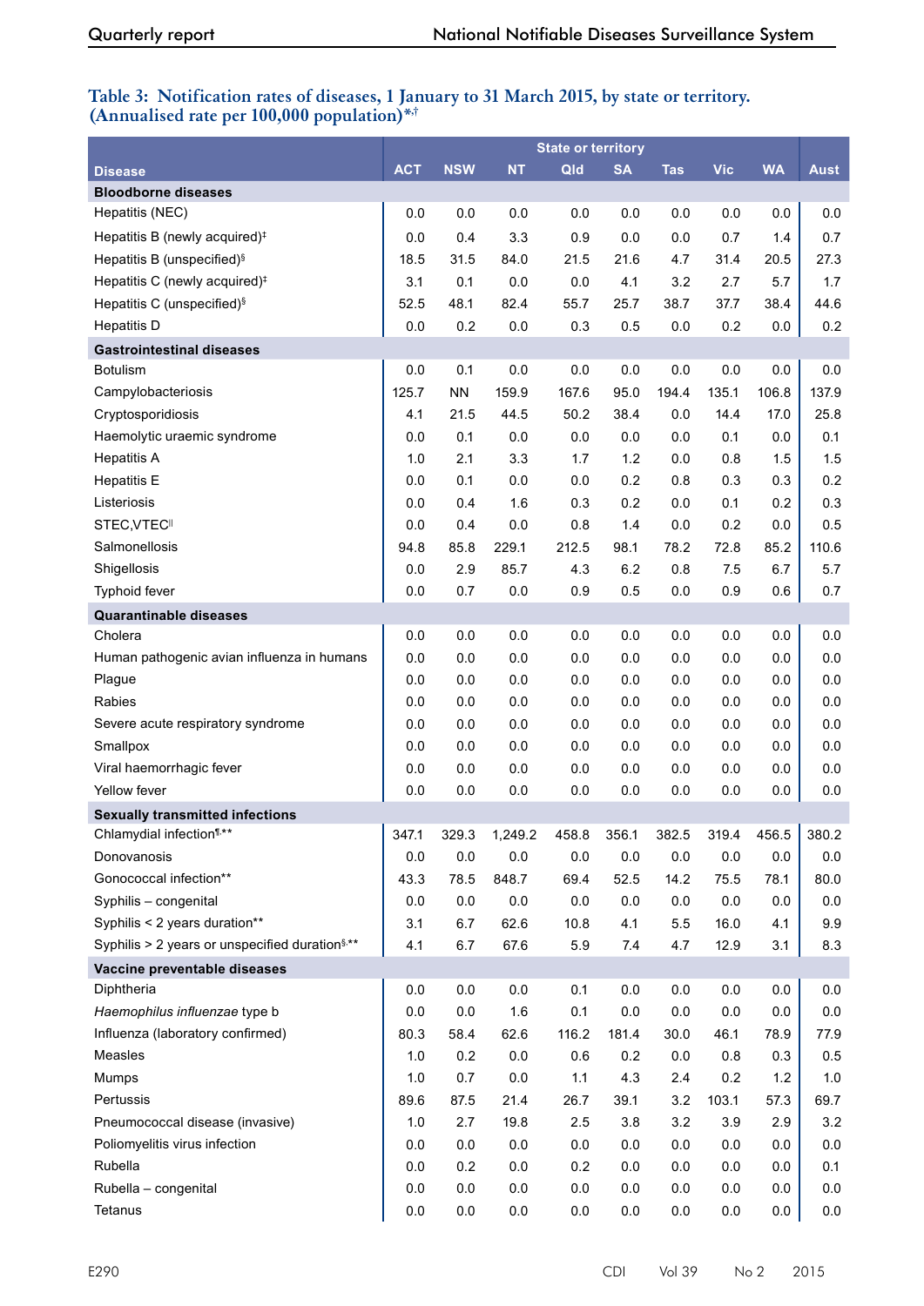**Table 3: Notification rates of diseases, 1 January to 31 March 2015, by state or territory. (Annualised rate per 100,000 population)*,†**

| Disease | State or territory | | | | | | | | |
|---|---|---|---|---|---|---|---|---|---|
| | ACT | NSW | NT | Qld | SA | Tas | Vic | WA | Aust |
| **Bloodborne diseases** | | | | | | | | | |
| Hepatitis (NEC) | 0.0 | 0.0 | 0.0 | 0.0 | 0.0 | 0.0 | 0.0 | 0.0 | 0.0 |
| Hepatitis B (newly acquired)‡ | 0.0 | 0.4 | 3.3 | 0.9 | 0.0 | 0.0 | 0.7 | 1.4 | 0.7 |
| Hepatitis B (unspecified)§ | 18.5 | 31.5 | 84.0 | 21.5 | 21.6 | 4.7 | 31.4 | 20.5 | 27.3 |
| Hepatitis C (newly acquired)‡ | 3.1 | 0.1 | 0.0 | 0.0 | 4.1 | 3.2 | 2.7 | 5.7 | 1.7 |
| Hepatitis C (unspecified)§ | 52.5 | 48.1 | 82.4 | 55.7 | 25.7 | 38.7 | 37.7 | 38.4 | 44.6 |
| Hepatitis D | 0.0 | 0.2 | 0.0 | 0.3 | 0.5 | 0.0 | 0.2 | 0.0 | 0.2 |
| **Gastrointestinal diseases** | | | | | | | | | |
| Botulism | 0.0 | 0.1 | 0.0 | 0.0 | 0.0 | 0.0 | 0.0 | 0.0 | 0.0 |
| Campylobacteriosis | 125.7 | NN | 159.9 | 167.6 | 95.0 | 194.4 | 135.1 | 106.8 | 137.9 |
| Cryptosporidiosis | 4.1 | 21.5 | 44.5 | 50.2 | 38.4 | 0.0 | 14.4 | 17.0 | 25.8 |
| Haemolytic uraemic syndrome | 0.0 | 0.1 | 0.0 | 0.0 | 0.0 | 0.0 | 0.1 | 0.0 | 0.1 |
| Hepatitis A | 1.0 | 2.1 | 3.3 | 1.7 | 1.2 | 0.0 | 0.8 | 1.5 | 1.5 |
| Hepatitis E | 0.0 | 0.1 | 0.0 | 0.0 | 0.2 | 0.8 | 0.3 | 0.3 | 0.2 |
| Listeriosis | 0.0 | 0.4 | 1.6 | 0.3 | 0.2 | 0.0 | 0.1 | 0.2 | 0.3 |
| STEC,VTEC‖ | 0.0 | 0.4 | 0.0 | 0.8 | 1.4 | 0.0 | 0.2 | 0.0 | 0.5 |
| Salmonellosis | 94.8 | 85.8 | 229.1 | 212.5 | 98.1 | 78.2 | 72.8 | 85.2 | 110.6 |
| Shigellosis | 0.0 | 2.9 | 85.7 | 4.3 | 6.2 | 0.8 | 7.5 | 6.7 | 5.7 |
| Typhoid fever | 0.0 | 0.7 | 0.0 | 0.9 | 0.5 | 0.0 | 0.9 | 0.6 | 0.7 |
| **Quarantinable diseases** | | | | | | | | | |
| Cholera | 0.0 | 0.0 | 0.0 | 0.0 | 0.0 | 0.0 | 0.0 | 0.0 | 0.0 |
| Human pathogenic avian influenza in humans | 0.0 | 0.0 | 0.0 | 0.0 | 0.0 | 0.0 | 0.0 | 0.0 | 0.0 |
| Plague | 0.0 | 0.0 | 0.0 | 0.0 | 0.0 | 0.0 | 0.0 | 0.0 | 0.0 |
| Rabies | 0.0 | 0.0 | 0.0 | 0.0 | 0.0 | 0.0 | 0.0 | 0.0 | 0.0 |
| Severe acute respiratory syndrome | 0.0 | 0.0 | 0.0 | 0.0 | 0.0 | 0.0 | 0.0 | 0.0 | 0.0 |
| Smallpox | 0.0 | 0.0 | 0.0 | 0.0 | 0.0 | 0.0 | 0.0 | 0.0 | 0.0 |
| Viral haemorrhagic fever | 0.0 | 0.0 | 0.0 | 0.0 | 0.0 | 0.0 | 0.0 | 0.0 | 0.0 |
| Yellow fever | 0.0 | 0.0 | 0.0 | 0.0 | 0.0 | 0.0 | 0.0 | 0.0 | 0.0 |
| **Sexually transmitted infections** | | | | | | | | | |
| Chlamydial infection¶,** | 347.1 | 329.3 | 1,249.2 | 458.8 | 356.1 | 382.5 | 319.4 | 456.5 | 380.2 |
| Donovanosis | 0.0 | 0.0 | 0.0 | 0.0 | 0.0 | 0.0 | 0.0 | 0.0 | 0.0 |
| Gonococcal infection** | 43.3 | 78.5 | 848.7 | 69.4 | 52.5 | 14.2 | 75.5 | 78.1 | 80.0 |
| Syphilis – congenital | 0.0 | 0.0 | 0.0 | 0.0 | 0.0 | 0.0 | 0.0 | 0.0 | 0.0 |
| Syphilis < 2 years duration** | 3.1 | 6.7 | 62.6 | 10.8 | 4.1 | 5.5 | 16.0 | 4.1 | 9.9 |
| Syphilis > 2 years or unspecified duration§,** | 4.1 | 6.7 | 67.6 | 5.9 | 7.4 | 4.7 | 12.9 | 3.1 | 8.3 |
| **Vaccine preventable diseases** | | | | | | | | | |
| Diphtheria | 0.0 | 0.0 | 0.0 | 0.1 | 0.0 | 0.0 | 0.0 | 0.0 | 0.0 |
| *Haemophilus influenzae* type b | 0.0 | 0.0 | 1.6 | 0.1 | 0.0 | 0.0 | 0.0 | 0.0 | 0.0 |
| Influenza (laboratory confirmed) | 80.3 | 58.4 | 62.6 | 116.2 | 181.4 | 30.0 | 46.1 | 78.9 | 77.9 |
| Measles | 1.0 | 0.2 | 0.0 | 0.6 | 0.2 | 0.0 | 0.8 | 0.3 | 0.5 |
| Mumps | 1.0 | 0.7 | 0.0 | 1.1 | 4.3 | 2.4 | 0.2 | 1.2 | 1.0 |
| Pertussis | 89.6 | 87.5 | 21.4 | 26.7 | 39.1 | 3.2 | 103.1 | 57.3 | 69.7 |
| Pneumococcal disease (invasive) | 1.0 | 2.7 | 19.8 | 2.5 | 3.8 | 3.2 | 3.9 | 2.9 | 3.2 |
| Poliomyelitis virus infection | 0.0 | 0.0 | 0.0 | 0.0 | 0.0 | 0.0 | 0.0 | 0.0 | 0.0 |
| Rubella | 0.0 | 0.2 | 0.0 | 0.2 | 0.0 | 0.0 | 0.0 | 0.0 | 0.1 |
| Rubella – congenital | 0.0 | 0.0 | 0.0 | 0.0 | 0.0 | 0.0 | 0.0 | 0.0 | 0.0 |
| Tetanus | 0.0 | 0.0 | 0.0 | 0.0 | 0.0 | 0.0 | 0.0 | 0.0 | 0.0 |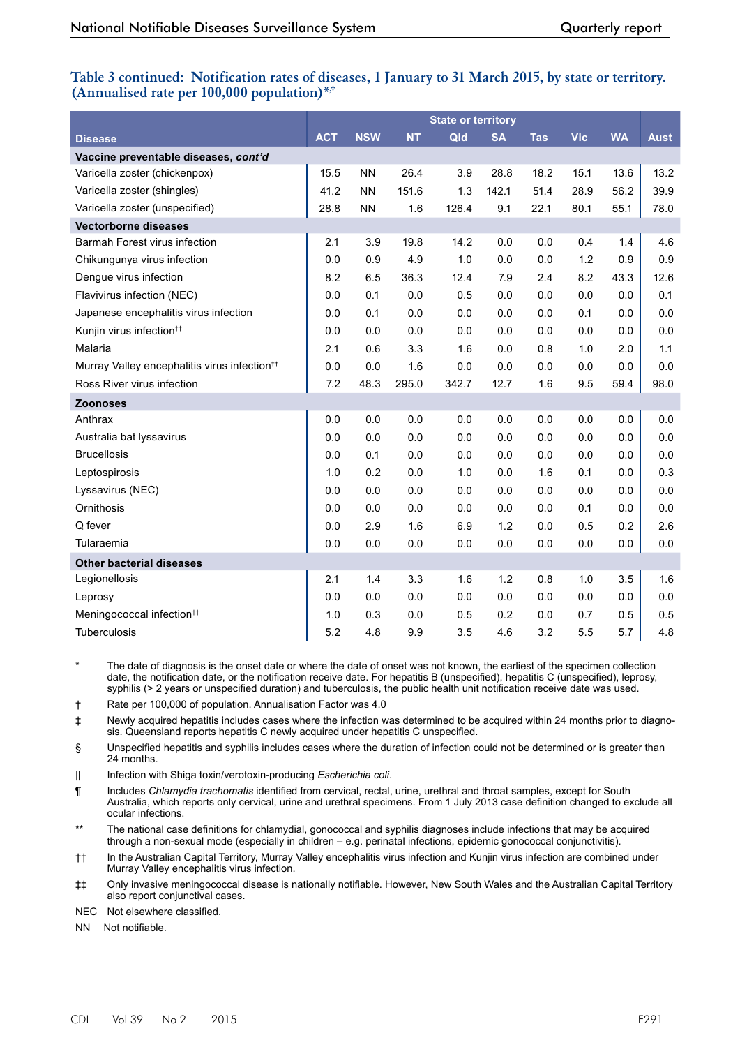**Table 3 continued: Notification rates of diseases, 1 January to 31 March 2015, by state or territory. (Annualised rate per 100,000 population)*,†**

| Disease | ACT | NSW | NT | Qld | SA | Tas | Vic | WA | Aust |
|---|---|---|---|---|---|---|---|---|---|
| **Vaccine preventable diseases, *cont'd*** | | | | | | | | | |
| Varicella zoster (chickenpox) | 15.5 | NN | 26.4 | 3.9 | 28.8 | 18.2 | 15.1 | 13.6 | 13.2 |
| Varicella zoster (shingles) | 41.2 | NN | 151.6 | 1.3 | 142.1 | 51.4 | 28.9 | 56.2 | 39.9 |
| Varicella zoster (unspecified) | 28.8 | NN | 1.6 | 126.4 | 9.1 | 22.1 | 80.1 | 55.1 | 78.0 |
| **Vectorborne diseases** | | | | | | | | | |
| Barmah Forest virus infection | 2.1 | 3.9 | 19.8 | 14.2 | 0.0 | 0.0 | 0.4 | 1.4 | 4.6 |
| Chikungunya virus infection | 0.0 | 0.9 | 4.9 | 1.0 | 0.0 | 0.0 | 1.2 | 0.9 | 0.9 |
| Dengue virus infection | 8.2 | 6.5 | 36.3 | 12.4 | 7.9 | 2.4 | 8.2 | 43.3 | 12.6 |
| Flavivirus infection (NEC) | 0.0 | 0.1 | 0.0 | 0.5 | 0.0 | 0.0 | 0.0 | 0.0 | 0.1 |
| Japanese encephalitis virus infection | 0.0 | 0.1 | 0.0 | 0.0 | 0.0 | 0.0 | 0.1 | 0.0 | 0.0 |
| Kunjin virus infection†† | 0.0 | 0.0 | 0.0 | 0.0 | 0.0 | 0.0 | 0.0 | 0.0 | 0.0 |
| Malaria | 2.1 | 0.6 | 3.3 | 1.6 | 0.0 | 0.8 | 1.0 | 2.0 | 1.1 |
| Murray Valley encephalitis virus infection†† | 0.0 | 0.0 | 1.6 | 0.0 | 0.0 | 0.0 | 0.0 | 0.0 | 0.0 |
| Ross River virus infection | 7.2 | 48.3 | 295.0 | 342.7 | 12.7 | 1.6 | 9.5 | 59.4 | 98.0 |
| **Zoonoses** | | | | | | | | | |
| Anthrax | 0.0 | 0.0 | 0.0 | 0.0 | 0.0 | 0.0 | 0.0 | 0.0 | 0.0 |
| Australia bat lyssavirus | 0.0 | 0.0 | 0.0 | 0.0 | 0.0 | 0.0 | 0.0 | 0.0 | 0.0 |
| Brucellosis | 0.0 | 0.1 | 0.0 | 0.0 | 0.0 | 0.0 | 0.0 | 0.0 | 0.0 |
| Leptospirosis | 1.0 | 0.2 | 0.0 | 1.0 | 0.0 | 1.6 | 0.1 | 0.0 | 0.3 |
| Lyssavirus (NEC) | 0.0 | 0.0 | 0.0 | 0.0 | 0.0 | 0.0 | 0.0 | 0.0 | 0.0 |
| Ornithosis | 0.0 | 0.0 | 0.0 | 0.0 | 0.0 | 0.0 | 0.1 | 0.0 | 0.0 |
| Q fever | 0.0 | 2.9 | 1.6 | 6.9 | 1.2 | 0.0 | 0.5 | 0.2 | 2.6 |
| Tularaemia | 0.0 | 0.0 | 0.0 | 0.0 | 0.0 | 0.0 | 0.0 | 0.0 | 0.0 |
| **Other bacterial diseases** | | | | | | | | | |
| Legionellosis | 2.1 | 1.4 | 3.3 | 1.6 | 1.2 | 0.8 | 1.0 | 3.5 | 1.6 |
| Leprosy | 0.0 | 0.0 | 0.0 | 0.0 | 0.0 | 0.0 | 0.0 | 0.0 | 0.0 |
| Meningococcal infection‡‡ | 1.0 | 0.3 | 0.0 | 0.5 | 0.2 | 0.0 | 0.7 | 0.5 | 0.5 |
| Tuberculosis | 5.2 | 4.8 | 9.9 | 3.5 | 4.6 | 3.2 | 5.5 | 5.7 | 4.8 |

\* The date of diagnosis is the onset date or where the date of onset was not known, the earliest of the specimen collection date, the notification date, or the notification receive date. For hepatitis B (unspecified), hepatitis C (unspecified), leprosy, syphilis (> 2 years or unspecified duration) and tuberculosis, the public health unit notification receive date was used.

† Rate per 100,000 of population. Annualisation Factor was 4.0

‡ Newly acquired hepatitis includes cases where the infection was determined to be acquired within 24 months prior to diagnosis. Queensland reports hepatitis C newly acquired under hepatitis C unspecified.

§ Unspecified hepatitis and syphilis includes cases where the duration of infection could not be determined or is greater than 24 months.

|| Infection with Shiga toxin/verotoxin-producing *Escherichia coli*.

¶ Includes *Chlamydia trachomatis* identified from cervical, rectal, urine, urethral and throat samples, except for South Australia, which reports only cervical, urine and urethral specimens. From 1 July 2013 case definition changed to exclude all ocular infections.

\*\* The national case definitions for chlamydial, gonococcal and syphilis diagnoses include infections that may be acquired through a non-sexual mode (especially in children – e.g. perinatal infections, epidemic gonococcal conjunctivitis).

†† In the Australian Capital Territory, Murray Valley encephalitis virus infection and Kunjin virus infection are combined under Murray Valley encephalitis virus infection.

‡‡ Only invasive meningococcal disease is nationally notifiable. However, New South Wales and the Australian Capital Territory also report conjunctival cases.

NEC Not elsewhere classified.

NN Not notifiable.